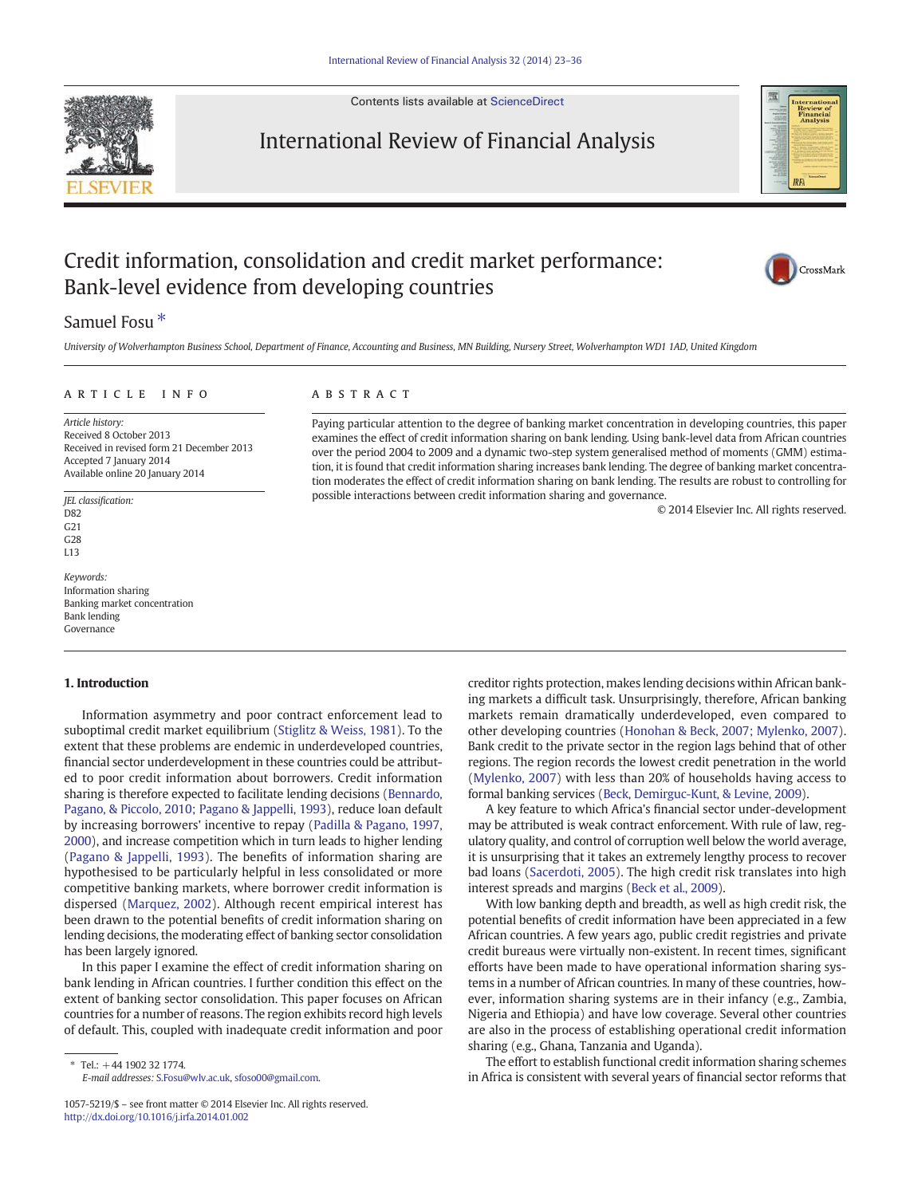# Credit information, consolidation and credit market performance: Bank-level evidence from developing countries

Samuel Fosu *

*University of Wolverhampton Business School, Department of Finance, Accounting and Business, MN Building, Nursery Street, Wolverhampton WD1 1AD, United Kingdom*

## ARTICLE INFO

*Article history:*
Received 8 October 2013
Received in revised form 21 December 2013
Accepted 7 January 2014
Available online 20 January 2014

*JEL classification:*
D82
G21
G28
L13

*Keywords:*
Information sharing
Banking market concentration
Bank lending
Governance

## ABSTRACT

Paying particular attention to the degree of banking market concentration in developing countries, this paper examines the effect of credit information sharing on bank lending. Using bank-level data from African countries over the period 2004 to 2009 and a dynamic two-step system generalised method of moments (GMM) estimation, it is found that credit information sharing increases bank lending. The degree of banking market concentration moderates the effect of credit information sharing on bank lending. The results are robust to controlling for possible interactions between credit information sharing and governance.

© 2014 Elsevier Inc. All rights reserved.

## 1. Introduction

Information asymmetry and poor contract enforcement lead to suboptimal credit market equilibrium (Stiglitz & Weiss, 1981). To the extent that these problems are endemic in underdeveloped countries, financial sector underdevelopment in these countries could be attributed to poor credit information about borrowers. Credit information sharing is therefore expected to facilitate lending decisions (Bennardo, Pagano, & Piccolo, 2010; Pagano & Jappelli, 1993), reduce loan default by increasing borrowers' incentive to repay (Padilla & Pagano, 1997, 2000), and increase competition which in turn leads to higher lending (Pagano & Jappelli, 1993). The benefits of information sharing are hypothesised to be particularly helpful in less consolidated or more competitive banking markets, where borrower credit information is dispersed (Marquez, 2002). Although recent empirical interest has been drawn to the potential benefits of credit information sharing on lending decisions, the moderating effect of banking sector consolidation has been largely ignored.

In this paper I examine the effect of credit information sharing on bank lending in African countries. I further condition this effect on the extent of banking sector consolidation. This paper focuses on African countries for a number of reasons. The region exhibits record high levels of default. This, coupled with inadequate credit information and poor creditor rights protection, makes lending decisions within African banking markets a difficult task. Unsurprisingly, therefore, African banking markets remain dramatically underdeveloped, even compared to other developing countries (Honohan & Beck, 2007; Mylenko, 2007). Bank credit to the private sector in the region lags behind that of other regions. The region records the lowest credit penetration in the world (Mylenko, 2007) with less than 20% of households having access to formal banking services (Beck, Demirguc-Kunt, & Levine, 2009).

A key feature to which Africa's financial sector under-development may be attributed is weak contract enforcement. With rule of law, regulatory quality, and control of corruption well below the world average, it is unsurprising that it takes an extremely lengthy process to recover bad loans (Sacerdoti, 2005). The high credit risk translates into high interest spreads and margins (Beck et al., 2009).

With low banking depth and breadth, as well as high credit risk, the potential benefits of credit information have been appreciated in a few African countries. A few years ago, public credit registries and private credit bureaus were virtually non-existent. In recent times, significant efforts have been made to have operational information sharing systems in a number of African countries. In many of these countries, however, information sharing systems are in their infancy (e.g., Zambia, Nigeria and Ethiopia) and have low coverage. Several other countries are also in the process of establishing operational credit information sharing (e.g., Ghana, Tanzania and Uganda).

The effort to establish functional credit information sharing schemes in Africa is consistent with several years of financial sector reforms that

---

* Tel.: +44 1902 32 1774.
*E-mail addresses:* S.Fosu@wlv.ac.uk, sfoso00@gmail.com.

1057-5219/$ – see front matter © 2014 Elsevier Inc. All rights reserved.
http://dx.doi.org/10.1016/j.irfa.2014.01.002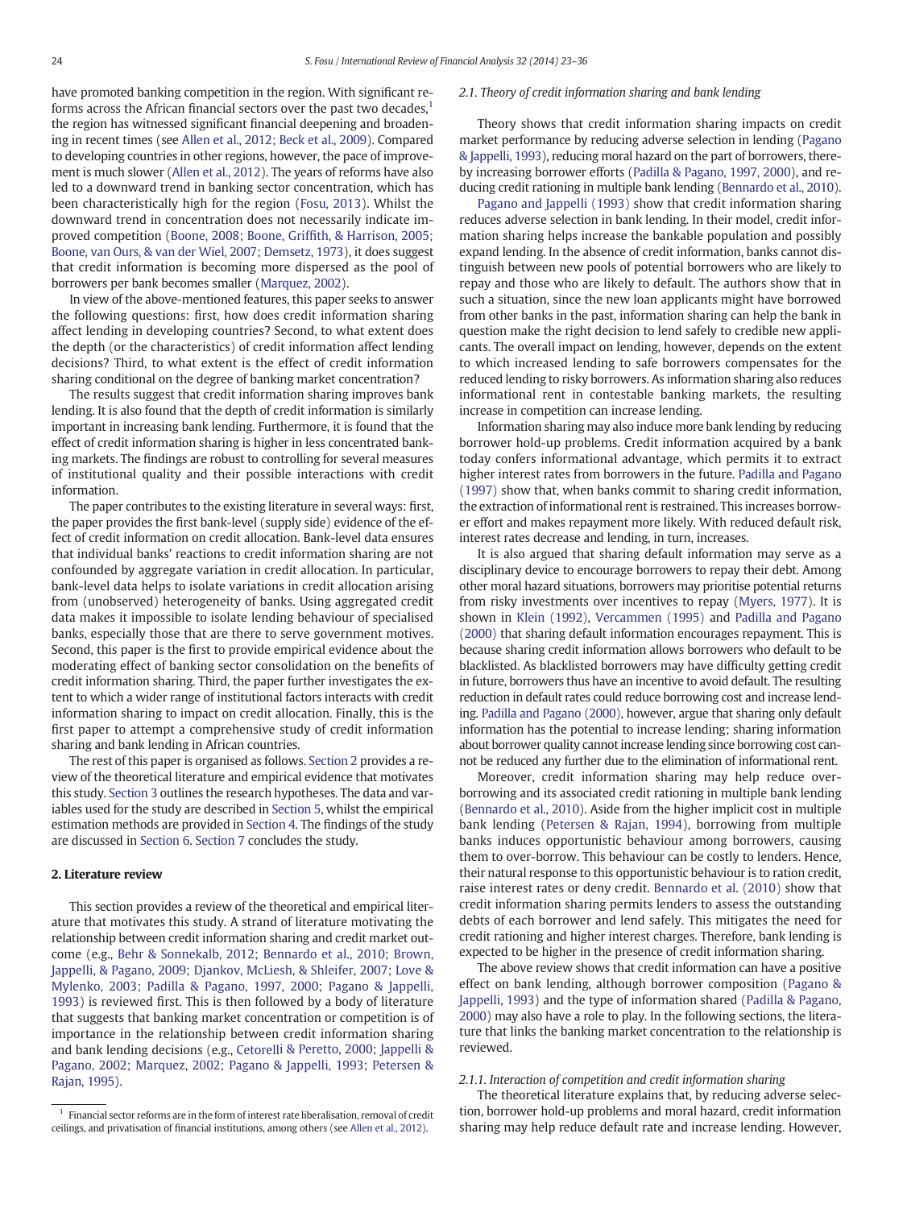have promoted banking competition in the region. With significant reforms across the African financial sectors over the past two decades,[1] the region has witnessed significant financial deepening and broadening in recent times (see Allen et al., 2012; Beck et al., 2009). Compared to developing countries in other regions, however, the pace of improvement is much slower (Allen et al., 2012). The years of reforms have also led to a downward trend in banking sector concentration, which has been characteristically high for the region (Fosu, 2013). Whilst the downward trend in concentration does not necessarily indicate improved competition (Boone, 2008; Boone, Griffith, & Harrison, 2005; Boone, van Ours, & van der Wiel, 2007; Demsetz, 1973), it does suggest that credit information is becoming more dispersed as the pool of borrowers per bank becomes smaller (Marquez, 2002).

In view of the above-mentioned features, this paper seeks to answer the following questions: first, how does credit information sharing affect lending in developing countries? Second, to what extent does the depth (or the characteristics) of credit information affect lending decisions? Third, to what extent is the effect of credit information sharing conditional on the degree of banking market concentration?

The results suggest that credit information sharing improves bank lending. It is also found that the depth of credit information is similarly important in increasing bank lending. Furthermore, it is found that the effect of credit information sharing is higher in less concentrated banking markets. The findings are robust to controlling for several measures of institutional quality and their possible interactions with credit information.

The paper contributes to the existing literature in several ways: first, the paper provides the first bank-level (supply side) evidence of the effect of credit information on credit allocation. Bank-level data ensures that individual banks' reactions to credit information sharing are not confounded by aggregate variation in credit allocation. In particular, bank-level data helps to isolate variations in credit allocation arising from (unobserved) heterogeneity of banks. Using aggregated credit data makes it impossible to isolate lending behaviour of specialised banks, especially those that are there to serve government motives. Second, this paper is the first to provide empirical evidence about the moderating effect of banking sector consolidation on the benefits of credit information sharing. Third, the paper further investigates the extent to which a wider range of institutional factors interacts with credit information sharing to impact on credit allocation. Finally, this is the first paper to attempt a comprehensive study of credit information sharing and bank lending in African countries.

The rest of this paper is organised as follows. Section 2 provides a review of the theoretical literature and empirical evidence that motivates this study. Section 3 outlines the research hypotheses. The data and variables used for the study are described in Section 5, whilst the empirical estimation methods are provided in Section 4. The findings of the study are discussed in Section 6. Section 7 concludes the study.

## 2. Literature review

This section provides a review of the theoretical and empirical literature that motivates this study. A strand of literature motivating the relationship between credit information sharing and credit market outcome (e.g., Behr & Sonnekalb, 2012; Bennardo et al., 2010; Brown, Jappelli, & Pagano, 2009; Djankov, McLiesh, & Shleifer, 2007; Love & Mylenko, 2003; Padilla & Pagano, 1997, 2000; Pagano & Jappelli, 1993) is reviewed first. This is then followed by a body of literature that suggests that banking market concentration or competition is of importance in the relationship between credit information sharing and bank lending decisions (e.g., Cetorelli & Peretto, 2000; Jappelli & Pagano, 2002; Marquez, 2002; Pagano & Jappelli, 1993; Petersen & Rajan, 1995).

[1] Financial sector reforms are in the form of interest rate liberalisation, removal of credit ceilings, and privatisation of financial institutions, among others (see Allen et al., 2012).

### 2.1. Theory of credit information sharing and bank lending

Theory shows that credit information sharing impacts on credit market performance by reducing adverse selection in lending (Pagano & Jappelli, 1993), reducing moral hazard on the part of borrowers, thereby increasing borrower efforts (Padilla & Pagano, 1997, 2000), and reducing credit rationing in multiple bank lending (Bennardo et al., 2010).

Pagano and Jappelli (1993) show that credit information sharing reduces adverse selection in bank lending. In their model, credit information sharing helps increase the bankable population and possibly expand lending. In the absence of credit information, banks cannot distinguish between new pools of potential borrowers who are likely to repay and those who are likely to default. The authors show that in such a situation, since the new loan applicants might have borrowed from other banks in the past, information sharing can help the bank in question make the right decision to lend safely to credible new applicants. The overall impact on lending, however, depends on the extent to which increased lending to safe borrowers compensates for the reduced lending to risky borrowers. As information sharing also reduces informational rent in contestable banking markets, the resulting increase in competition can increase lending.

Information sharing may also induce more bank lending by reducing borrower hold-up problems. Credit information acquired by a bank today confers informational advantage, which permits it to extract higher interest rates from borrowers in the future. Padilla and Pagano (1997) show that, when banks commit to sharing credit information, the extraction of informational rent is restrained. This increases borrower effort and makes repayment more likely. With reduced default risk, interest rates decrease and lending, in turn, increases.

It is also argued that sharing default information may serve as a disciplinary device to encourage borrowers to repay their debt. Among other moral hazard situations, borrowers may prioritise potential returns from risky investments over incentives to repay (Myers, 1977). It is shown in Klein (1992), Vercammen (1995) and Padilla and Pagano (2000) that sharing default information encourages repayment. This is because sharing credit information allows borrowers who default to be blacklisted. As blacklisted borrowers may have difficulty getting credit in future, borrowers thus have an incentive to avoid default. The resulting reduction in default rates could reduce borrowing cost and increase lending. Padilla and Pagano (2000), however, argue that sharing only default information has the potential to increase lending; sharing information about borrower quality cannot increase lending since borrowing cost cannot be reduced any further due to the elimination of informational rent.

Moreover, credit information sharing may help reduce over-borrowing and its associated credit rationing in multiple bank lending (Bennardo et al., 2010). Aside from the higher implicit cost in multiple bank lending (Petersen & Rajan, 1994), borrowing from multiple banks induces opportunistic behaviour among borrowers, causing them to over-borrow. This behaviour can be costly to lenders. Hence, their natural response to this opportunistic behaviour is to ration credit, raise interest rates or deny credit. Bennardo et al. (2010) show that credit information sharing permits lenders to assess the outstanding debts of each borrower and lend safely. This mitigates the need for credit rationing and higher interest charges. Therefore, bank lending is expected to be higher in the presence of credit information sharing.

The above review shows that credit information can have a positive effect on bank lending, although borrower composition (Pagano & Jappelli, 1993) and the type of information shared (Padilla & Pagano, 2000) may also have a role to play. In the following sections, the literature that links the banking market concentration to the relationship is reviewed.

#### 2.1.1. Interaction of competition and credit information sharing

The theoretical literature explains that, by reducing adverse selection, borrower hold-up problems and moral hazard, credit information sharing may help reduce default rate and increase lending. However,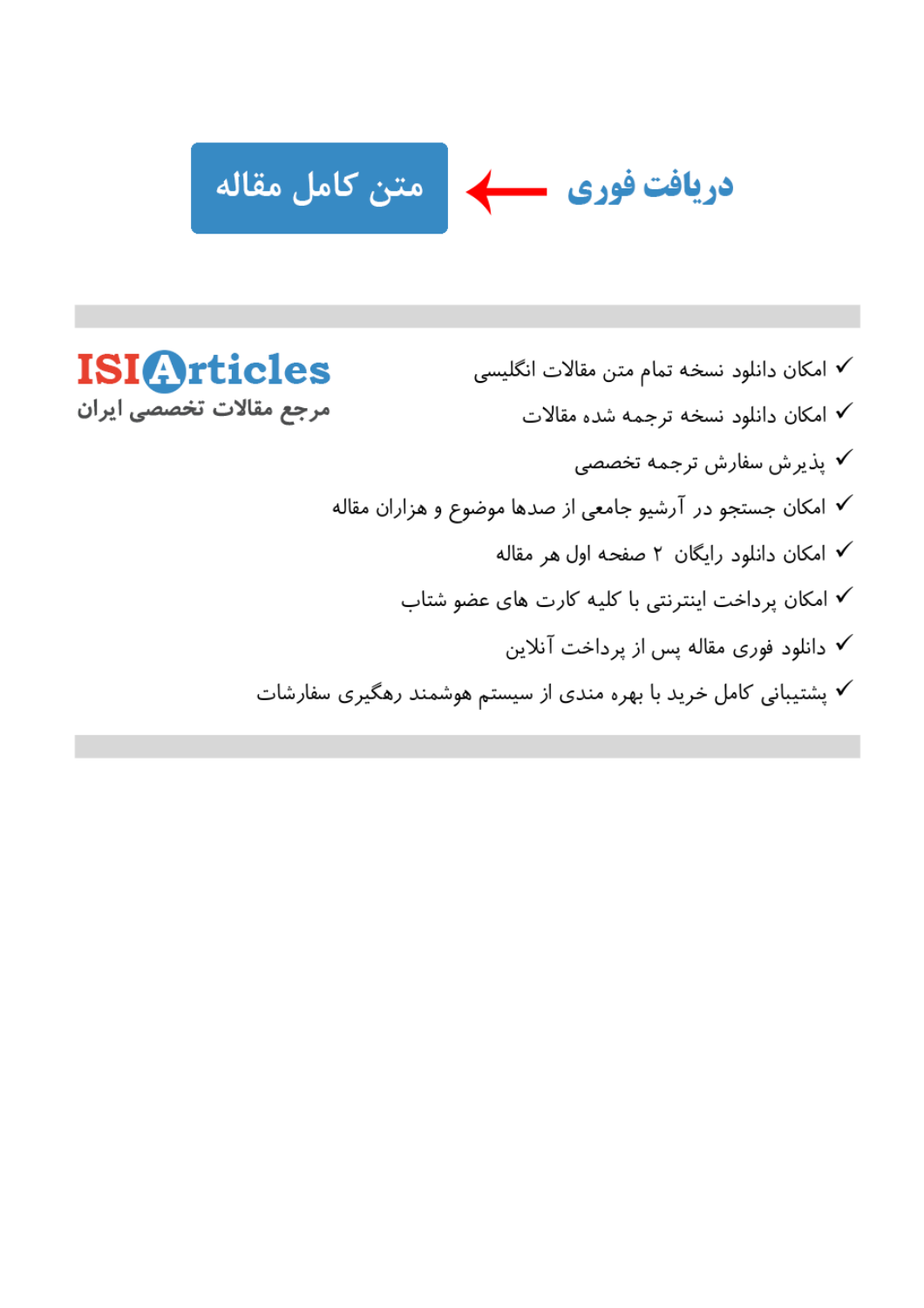دریافت فوری ← متن کامل مقاله

**ISIArticles**
مرجع مقالات تخصصی ایران

- ✓ امکان دانلود نسخه تمام متن مقالات انگلیسی
- ✓ امکان دانلود نسخه ترجمه شده مقالات
- ✓ پذیرش سفارش ترجمه تخصصی
- ✓ امکان جستجو در آرشیو جامعی از صدها موضوع و هزاران مقاله
- ✓ امکان دانلود رایگان ۲ صفحه اول هر مقاله
- ✓ امکان پرداخت اینترنتی با کلیه کارت های عضو شتاب
- ✓ دانلود فوری مقاله پس از پرداخت آنلاین
- ✓ پشتیبانی کامل خرید با بهره مندی از سیستم هوشمند رهگیری سفارشات